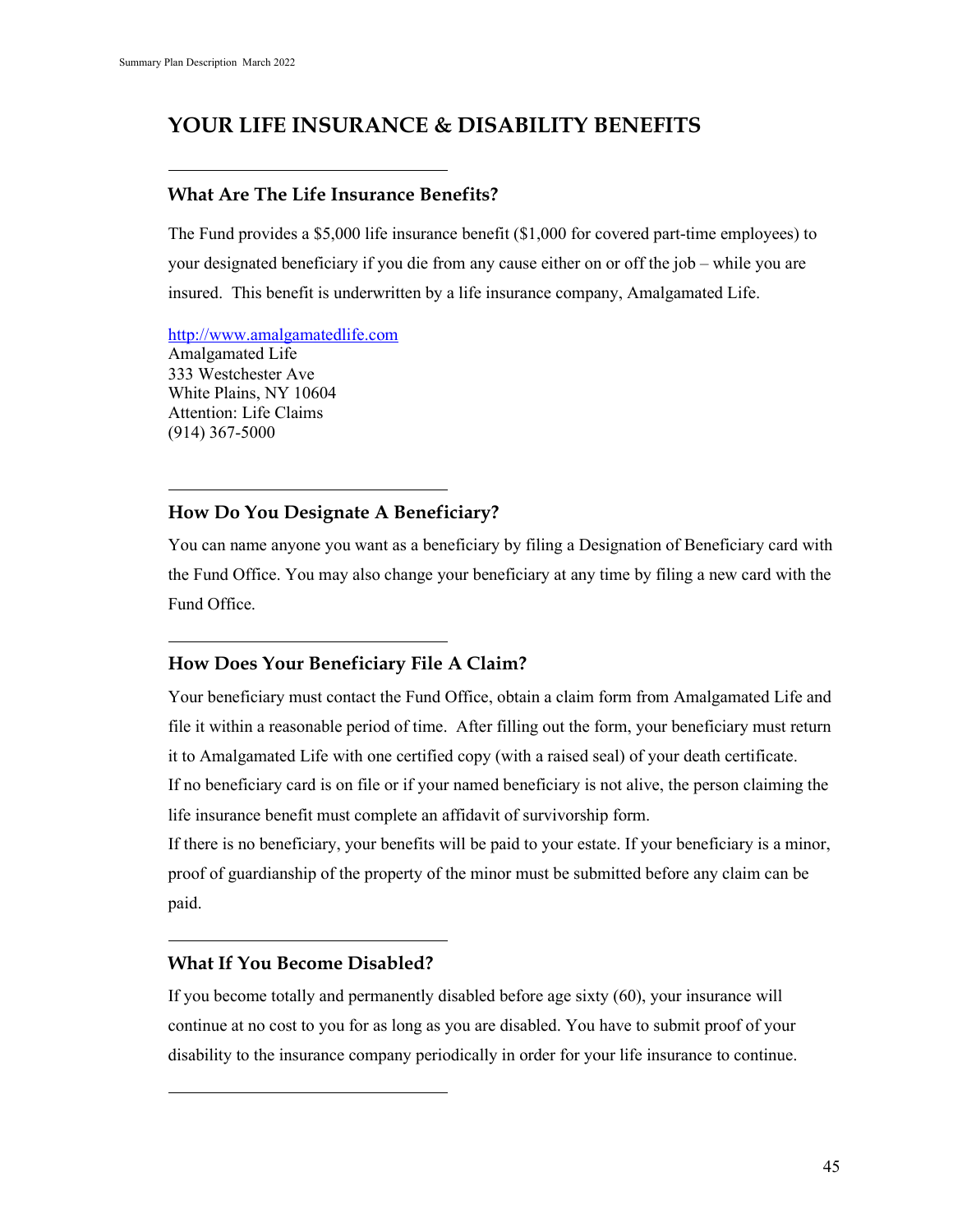# YOUR LIFE INSURANCE & DISABILITY BENEFITS

---

## What Are The Life Insurance Benefits?

The Fund provides a $5,000 life insurance benefit ($1,000 for covered part-time employees) to your designated beneficiary if you die from any cause either on or off the job – while you are insured. This benefit is underwritten by a life insurance company, Amalgamated Life.

http://www.amalgamatedlife.com
Amalgamated Life
333 Westchester Ave
White Plains, NY 10604
Attention: Life Claims
(914) 367-5000

---

## How Do You Designate A Beneficiary?

You can name anyone you want as a beneficiary by filing a Designation of Beneficiary card with the Fund Office. You may also change your beneficiary at any time by filing a new card with the Fund Office.

---

## How Does Your Beneficiary File A Claim?

Your beneficiary must contact the Fund Office, obtain a claim form from Amalgamated Life and file it within a reasonable period of time. After filling out the form, your beneficiary must return it to Amalgamated Life with one certified copy (with a raised seal) of your death certificate.

If no beneficiary card is on file or if your named beneficiary is not alive, the person claiming the life insurance benefit must complete an affidavit of survivorship form.

If there is no beneficiary, your benefits will be paid to your estate. If your beneficiary is a minor, proof of guardianship of the property of the minor must be submitted before any claim can be paid.

---

## What If You Become Disabled?

If you become totally and permanently disabled before age sixty (60), your insurance will continue at no cost to you for as long as you are disabled. You have to submit proof of your disability to the insurance company periodically in order for your life insurance to continue.

---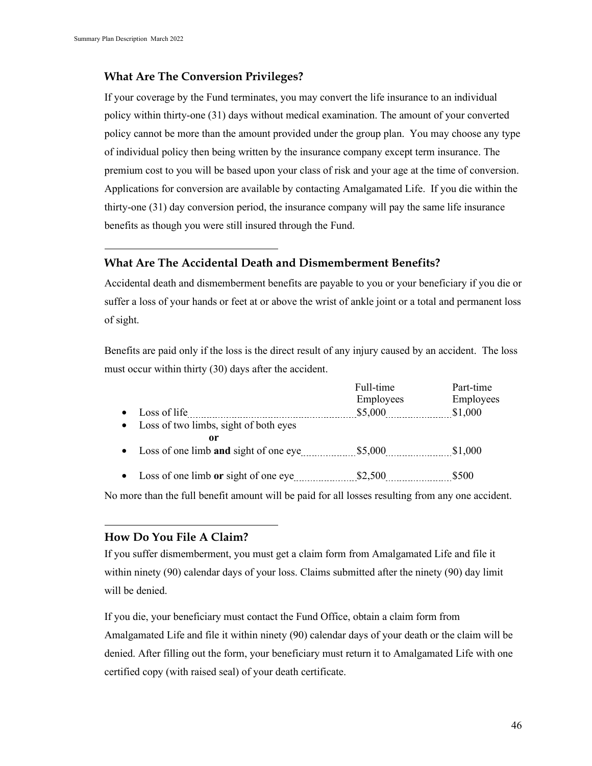## What Are The Conversion Privileges?

If your coverage by the Fund terminates, you may convert the life insurance to an individual policy within thirty-one (31) days without medical examination. The amount of your converted policy cannot be more than the amount provided under the group plan. You may choose any type of individual policy then being written by the insurance company except term insurance. The premium cost to you will be based upon your class of risk and your age at the time of conversion. Applications for conversion are available by contacting Amalgamated Life. If you die within the thirty-one (31) day conversion period, the insurance company will pay the same life insurance benefits as though you were still insured through the Fund.

---

## What Are The Accidental Death and Dismemberment Benefits?

Accidental death and dismemberment benefits are payable to you or your beneficiary if you die or suffer a loss of your hands or feet at or above the wrist of ankle joint or a total and permanent loss of sight.

Benefits are paid only if the loss is the direct result of any injury caused by an accident. The loss must occur within thirty (30) days after the accident.

| | Full-time Employees | Part-time Employees |
|---|---|---|
| • Loss of life | $5,000 | $1,000 |
| • Loss of two limbs, sight of both eyes **or** • Loss of one limb **and** sight of one eye | $5,000 | $1,000 |
| • Loss of one limb **or** sight of one eye | $2,500 | $500 |

No more than the full benefit amount will be paid for all losses resulting from any one accident.

---

## How Do You File A Claim?

If you suffer dismemberment, you must get a claim form from Amalgamated Life and file it within ninety (90) calendar days of your loss. Claims submitted after the ninety (90) day limit will be denied.

If you die, your beneficiary must contact the Fund Office, obtain a claim form from Amalgamated Life and file it within ninety (90) calendar days of your death or the claim will be denied. After filling out the form, your beneficiary must return it to Amalgamated Life with one certified copy (with raised seal) of your death certificate.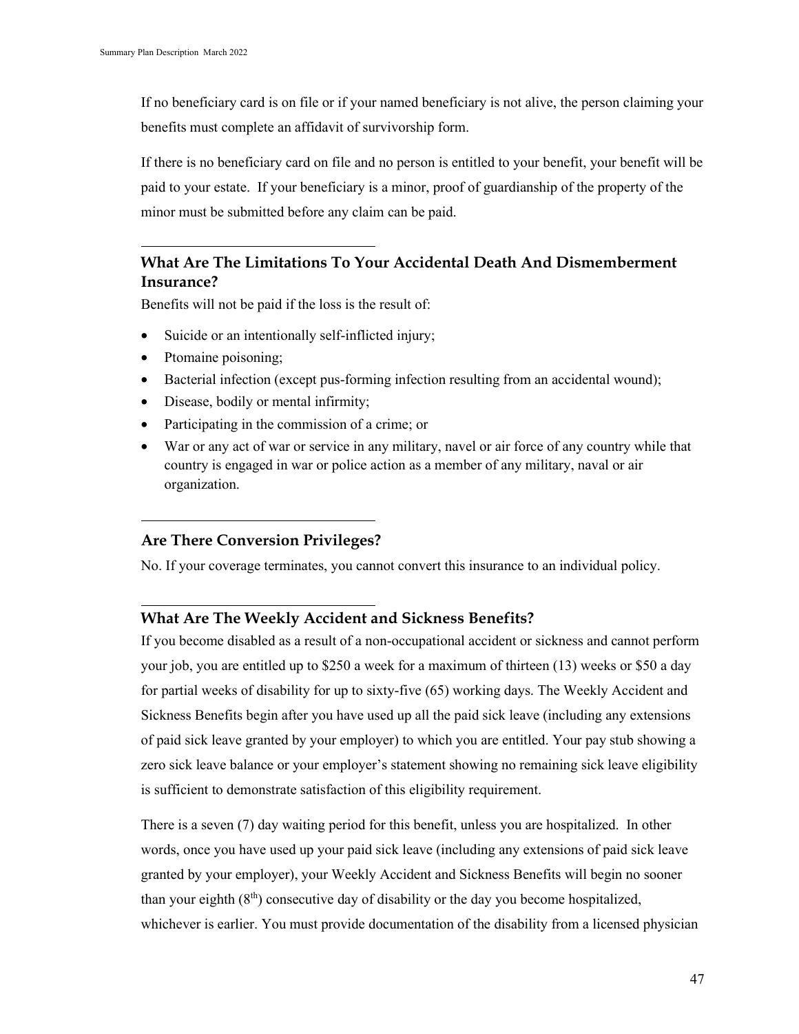If no beneficiary card is on file or if your named beneficiary is not alive, the person claiming your benefits must complete an affidavit of survivorship form.

If there is no beneficiary card on file and no person is entitled to your benefit, your benefit will be paid to your estate. If your beneficiary is a minor, proof of guardianship of the property of the minor must be submitted before any claim can be paid.

---

### What Are The Limitations To Your Accidental Death And Dismemberment Insurance?

Benefits will not be paid if the loss is the result of:

- Suicide or an intentionally self-inflicted injury;
- Ptomaine poisoning;
- Bacterial infection (except pus-forming infection resulting from an accidental wound);
- Disease, bodily or mental infirmity;
- Participating in the commission of a crime; or
- War or any act of war or service in any military, navel or air force of any country while that country is engaged in war or police action as a member of any military, naval or air organization.

---

### Are There Conversion Privileges?

No. If your coverage terminates, you cannot convert this insurance to an individual policy.

---

### What Are The Weekly Accident and Sickness Benefits?

If you become disabled as a result of a non-occupational accident or sickness and cannot perform your job, you are entitled up to $250 a week for a maximum of thirteen (13) weeks or $50 a day for partial weeks of disability for up to sixty-five (65) working days. The Weekly Accident and Sickness Benefits begin after you have used up all the paid sick leave (including any extensions of paid sick leave granted by your employer) to which you are entitled. Your pay stub showing a zero sick leave balance or your employer's statement showing no remaining sick leave eligibility is sufficient to demonstrate satisfaction of this eligibility requirement.

There is a seven (7) day waiting period for this benefit, unless you are hospitalized. In other words, once you have used up your paid sick leave (including any extensions of paid sick leave granted by your employer), your Weekly Accident and Sickness Benefits will begin no sooner than your eighth (8th) consecutive day of disability or the day you become hospitalized, whichever is earlier. You must provide documentation of the disability from a licensed physician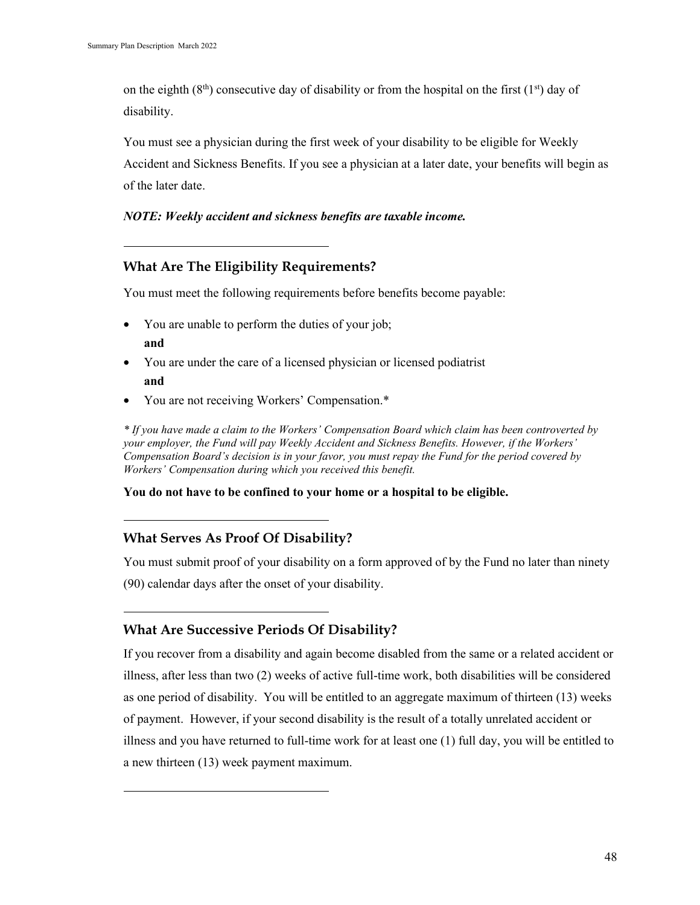on the eighth (8th) consecutive day of disability or from the hospital on the first (1st) day of disability.

You must see a physician during the first week of your disability to be eligible for Weekly Accident and Sickness Benefits. If you see a physician at a later date, your benefits will begin as of the later date.

***NOTE: Weekly accident and sickness benefits are taxable income.***

---

## What Are The Eligibility Requirements?

You must meet the following requirements before benefits become payable:

- You are unable to perform the duties of your job;
  **and**
- You are under the care of a licensed physician or licensed podiatrist
  **and**
- You are not receiving Workers' Compensation.*

*\* If you have made a claim to the Workers' Compensation Board which claim has been controverted by your employer, the Fund will pay Weekly Accident and Sickness Benefits. However, if the Workers' Compensation Board's decision is in your favor, you must repay the Fund for the period covered by Workers' Compensation during which you received this benefit.*

**You do not have to be confined to your home or a hospital to be eligible.**

---

## What Serves As Proof Of Disability?

You must submit proof of your disability on a form approved of by the Fund no later than ninety (90) calendar days after the onset of your disability.

---

## What Are Successive Periods Of Disability?

If you recover from a disability and again become disabled from the same or a related accident or illness, after less than two (2) weeks of active full-time work, both disabilities will be considered as one period of disability. You will be entitled to an aggregate maximum of thirteen (13) weeks of payment. However, if your second disability is the result of a totally unrelated accident or illness and you have returned to full-time work for at least one (1) full day, you will be entitled to a new thirteen (13) week payment maximum.

---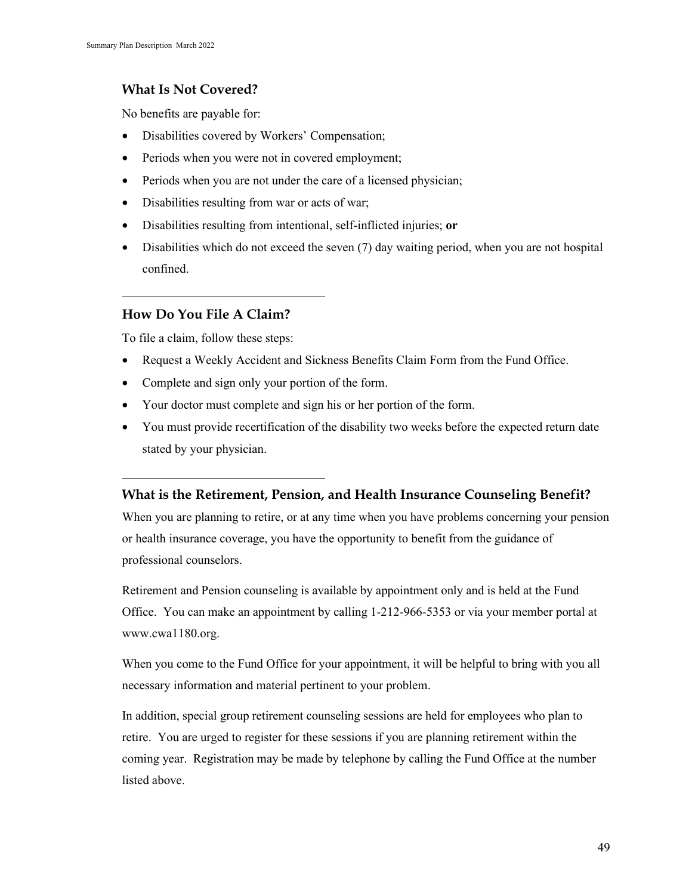### What Is Not Covered?

No benefits are payable for:

- Disabilities covered by Workers' Compensation;
- Periods when you were not in covered employment;
- Periods when you are not under the care of a licensed physician;
- Disabilities resulting from war or acts of war;
- Disabilities resulting from intentional, self-inflicted injuries; **or**
- Disabilities which do not exceed the seven (7) day waiting period, when you are not hospital confined.

---

### How Do You File A Claim?

To file a claim, follow these steps:

- Request a Weekly Accident and Sickness Benefits Claim Form from the Fund Office.
- Complete and sign only your portion of the form.
- Your doctor must complete and sign his or her portion of the form.
- You must provide recertification of the disability two weeks before the expected return date stated by your physician.

---

### What is the Retirement, Pension, and Health Insurance Counseling Benefit?

When you are planning to retire, or at any time when you have problems concerning your pension or health insurance coverage, you have the opportunity to benefit from the guidance of professional counselors.

Retirement and Pension counseling is available by appointment only and is held at the Fund Office. You can make an appointment by calling 1-212-966-5353 or via your member portal at www.cwa1180.org.

When you come to the Fund Office for your appointment, it will be helpful to bring with you all necessary information and material pertinent to your problem.

In addition, special group retirement counseling sessions are held for employees who plan to retire. You are urged to register for these sessions if you are planning retirement within the coming year. Registration may be made by telephone by calling the Fund Office at the number listed above.